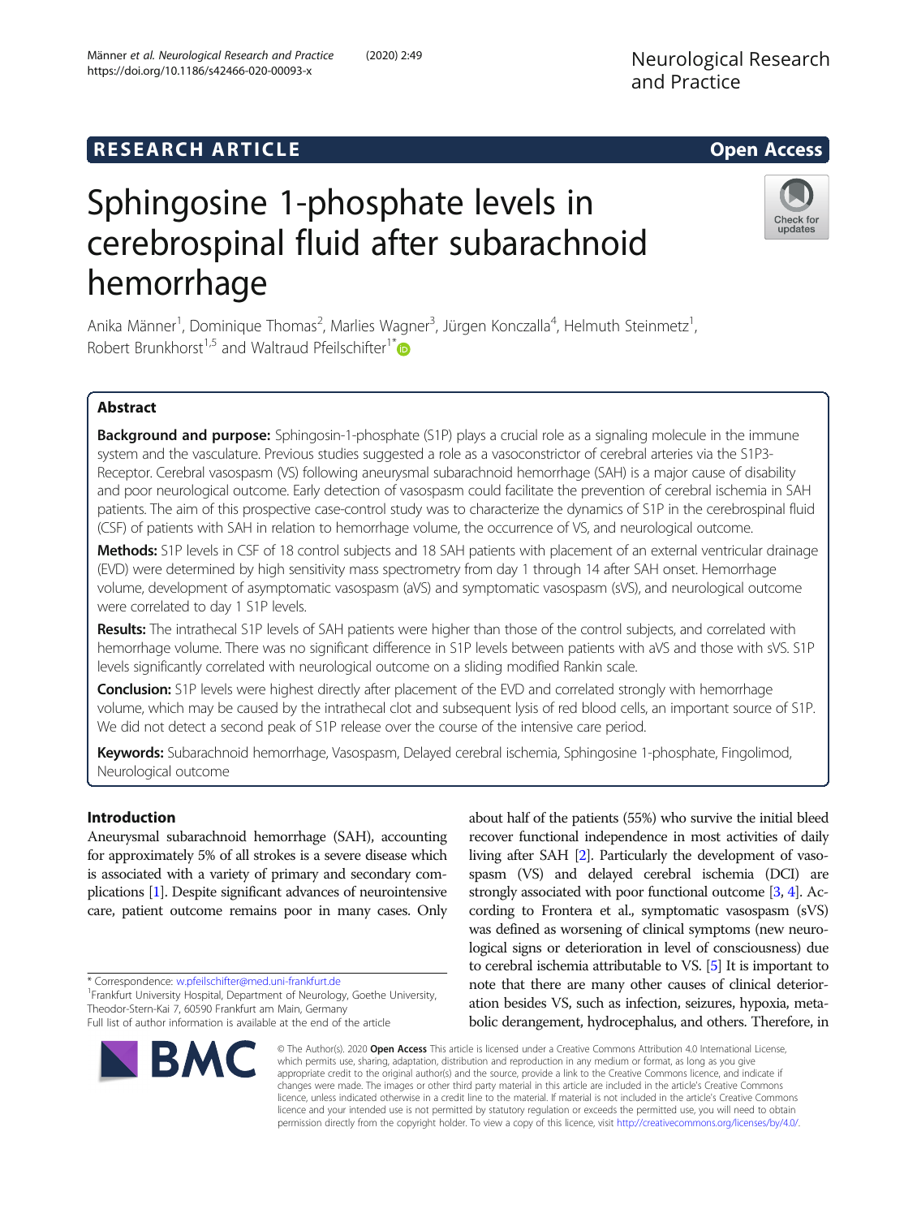RESEARCH ARTICLE

Open Access

# Sphingosine 1-phosphate levels in cerebrospinal fluid after subarachnoid hemorrhage

Anika Männer[1], Dominique Thomas[2], Marlies Wagner[3], Jürgen Konczalla[4], Helmuth Steinmetz[1], Robert Brunkhorst[1,5] and Waltraud Pfeilschifter[1*]

## Abstract

**Background and purpose:** Sphingosin-1-phosphate (S1P) plays a crucial role as a signaling molecule in the immune system and the vasculature. Previous studies suggested a role as a vasoconstrictor of cerebral arteries via the S1P3-Receptor. Cerebral vasospasm (VS) following aneurysmal subarachnoid hemorrhage (SAH) is a major cause of disability and poor neurological outcome. Early detection of vasospasm could facilitate the prevention of cerebral ischemia in SAH patients. The aim of this prospective case-control study was to characterize the dynamics of S1P in the cerebrospinal fluid (CSF) of patients with SAH in relation to hemorrhage volume, the occurrence of VS, and neurological outcome.

**Methods:** S1P levels in CSF of 18 control subjects and 18 SAH patients with placement of an external ventricular drainage (EVD) were determined by high sensitivity mass spectrometry from day 1 through 14 after SAH onset. Hemorrhage volume, development of asymptomatic vasospasm (aVS) and symptomatic vasospasm (sVS), and neurological outcome were correlated to day 1 S1P levels.

**Results:** The intrathecal S1P levels of SAH patients were higher than those of the control subjects, and correlated with hemorrhage volume. There was no significant difference in S1P levels between patients with aVS and those with sVS. S1P levels significantly correlated with neurological outcome on a sliding modified Rankin scale.

**Conclusion:** S1P levels were highest directly after placement of the EVD and correlated strongly with hemorrhage volume, which may be caused by the intrathecal clot and subsequent lysis of red blood cells, an important source of S1P. We did not detect a second peak of S1P release over the course of the intensive care period.

**Keywords:** Subarachnoid hemorrhage, Vasospasm, Delayed cerebral ischemia, Sphingosine 1-phosphate, Fingolimod, Neurological outcome

## Introduction

Aneurysmal subarachnoid hemorrhage (SAH), accounting for approximately 5% of all strokes is a severe disease which is associated with a variety of primary and secondary complications [1]. Despite significant advances of neurointensive care, patient outcome remains poor in many cases. Only about half of the patients (55%) who survive the initial bleed recover functional independence in most activities of daily living after SAH [2]. Particularly the development of vasospasm (VS) and delayed cerebral ischemia (DCI) are strongly associated with poor functional outcome [3, 4]. According to Frontera et al., symptomatic vasospasm (sVS) was defined as worsening of clinical symptoms (new neurological signs or deterioration in level of consciousness) due to cerebral ischemia attributable to VS. [5] It is important to note that there are many other causes of clinical deterioration besides VS, such as infection, seizures, hypoxia, metabolic derangement, hydrocephalus, and others. Therefore, in

* Correspondence: w.pfeilschifter@med.uni-frankfurt.de
[1]Frankfurt University Hospital, Department of Neurology, Goethe University, Theodor-Stern-Kai 7, 60590 Frankfurt am Main, Germany
Full list of author information is available at the end of the article

© The Author(s). 2020 **Open Access** This article is licensed under a Creative Commons Attribution 4.0 International License, which permits use, sharing, adaptation, distribution and reproduction in any medium or format, as long as you give appropriate credit to the original author(s) and the source, provide a link to the Creative Commons licence, and indicate if changes were made. The images or other third party material in this article are included in the article's Creative Commons licence, unless indicated otherwise in a credit line to the material. If material is not included in the article's Creative Commons licence and your intended use is not permitted by statutory regulation or exceeds the permitted use, you will need to obtain permission directly from the copyright holder. To view a copy of this licence, visit http://creativecommons.org/licenses/by/4.0/.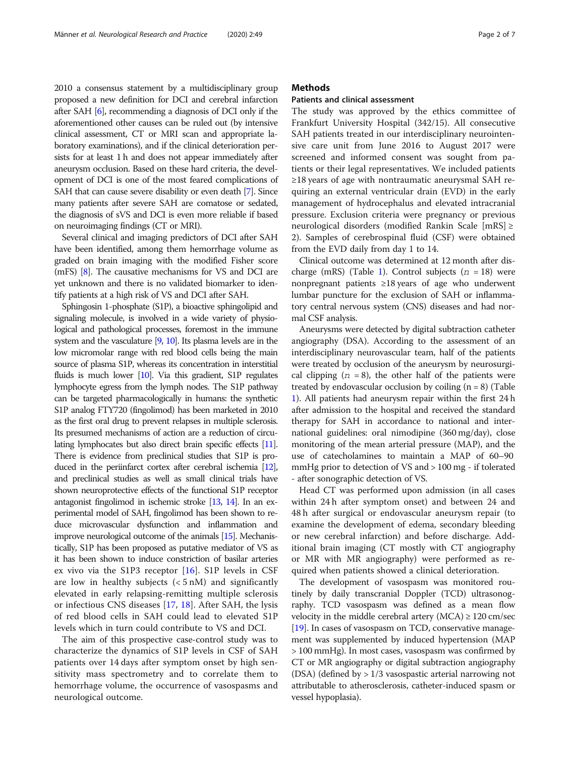2010 a consensus statement by a multidisciplinary group proposed a new definition for DCI and cerebral infarction after SAH [6], recommending a diagnosis of DCI only if the aforementioned other causes can be ruled out (by intensive clinical assessment, CT or MRI scan and appropriate laboratory examinations), and if the clinical deterioration persists for at least 1 h and does not appear immediately after aneurysm occlusion. Based on these hard criteria, the development of DCI is one of the most feared complications of SAH that can cause severe disability or even death [7]. Since many patients after severe SAH are comatose or sedated, the diagnosis of sVS and DCI is even more reliable if based on neuroimaging findings (CT or MRI).

Several clinical and imaging predictors of DCI after SAH have been identified, among them hemorrhage volume as graded on brain imaging with the modified Fisher score (mFS) [8]. The causative mechanisms for VS and DCI are yet unknown and there is no validated biomarker to identify patients at a high risk of VS and DCI after SAH.

Sphingosin 1-phosphate (S1P), a bioactive sphingolipid and signaling molecule, is involved in a wide variety of physiological and pathological processes, foremost in the immune system and the vasculature [9, 10]. Its plasma levels are in the low micromolar range with red blood cells being the main source of plasma S1P, whereas its concentration in interstitial fluids is much lower [10]. Via this gradient, S1P regulates lymphocyte egress from the lymph nodes. The S1P pathway can be targeted pharmacologically in humans: the synthetic S1P analog FTY720 (fingolimod) has been marketed in 2010 as the first oral drug to prevent relapses in multiple sclerosis. Its presumed mechanisms of action are a reduction of circulating lymphocates but also direct brain specific effects [11]. There is evidence from preclinical studies that S1P is produced in the periinfarct cortex after cerebral ischemia [12], and preclinical studies as well as small clinical trials have shown neuroprotective effects of the functional S1P receptor antagonist fingolimod in ischemic stroke [13, 14]. In an experimental model of SAH, fingolimod has been shown to reduce microvascular dysfunction and inflammation and improve neurological outcome of the animals [15]. Mechanistically, S1P has been proposed as putative mediator of VS as it has been shown to induce constriction of basilar arteries ex vivo via the S1P3 receptor [16]. S1P levels in CSF are low in healthy subjects (< 5 nM) and significantly elevated in early relapsing-remitting multiple sclerosis or infectious CNS diseases [17, 18]. After SAH, the lysis of red blood cells in SAH could lead to elevated S1P levels which in turn could contribute to VS and DCI.

The aim of this prospective case-control study was to characterize the dynamics of S1P levels in CSF of SAH patients over 14 days after symptom onset by high sensitivity mass spectrometry and to correlate them to hemorrhage volume, the occurrence of vasospasms and neurological outcome.

## Methods

### Patients and clinical assessment

The study was approved by the ethics committee of Frankfurt University Hospital (342/15). All consecutive SAH patients treated in our interdisciplinary neurointensive care unit from June 2016 to August 2017 were screened and informed consent was sought from patients or their legal representatives. We included patients ≥18 years of age with nontraumatic aneurysmal SAH requiring an external ventricular drain (EVD) in the early management of hydrocephalus and elevated intracranial pressure. Exclusion criteria were pregnancy or previous neurological disorders (modified Rankin Scale [mRS] ≥ 2). Samples of cerebrospinal fluid (CSF) were obtained from the EVD daily from day 1 to 14.

Clinical outcome was determined at 12 month after discharge (mRS) (Table 1). Control subjects ($n$ = 18) were nonpregnant patients ≥18 years of age who underwent lumbar puncture for the exclusion of SAH or inflammatory central nervous system (CNS) diseases and had normal CSF analysis.

Aneurysms were detected by digital subtraction catheter angiography (DSA). According to the assessment of an interdisciplinary neurovascular team, half of the patients were treated by occlusion of the aneurysm by neurosurgical clipping ($n$ = 8), the other half of the patients were treated by endovascular occlusion by coiling (n = 8) (Table 1). All patients had aneurysm repair within the first 24 h after admission to the hospital and received the standard therapy for SAH in accordance to national and international guidelines: oral nimodipine (360 mg/day), close monitoring of the mean arterial pressure (MAP), and the use of catecholamines to maintain a MAP of 60–90 mmHg prior to detection of VS and > 100 mg - if tolerated - after sonographic detection of VS.

Head CT was performed upon admission (in all cases within 24 h after symptom onset) and between 24 and 48 h after surgical or endovascular aneurysm repair (to examine the development of edema, secondary bleeding or new cerebral infarction) and before discharge. Additional brain imaging (CT mostly with CT angiography or MR with MR angiography) were performed as required when patients showed a clinical deterioration.

The development of vasospasm was monitored routinely by daily transcranial Doppler (TCD) ultrasonography. TCD vasospasm was defined as a mean flow velocity in the middle cerebral artery (MCA) ≥ 120 cm/sec [19]. In cases of vasospasm on TCD, conservative management was supplemented by induced hypertension (MAP > 100 mmHg). In most cases, vasospasm was confirmed by CT or MR angiography or digital subtraction angiography (DSA) (defined by > 1/3 vasospastic arterial narrowing not attributable to atherosclerosis, catheter-induced spasm or vessel hypoplasia).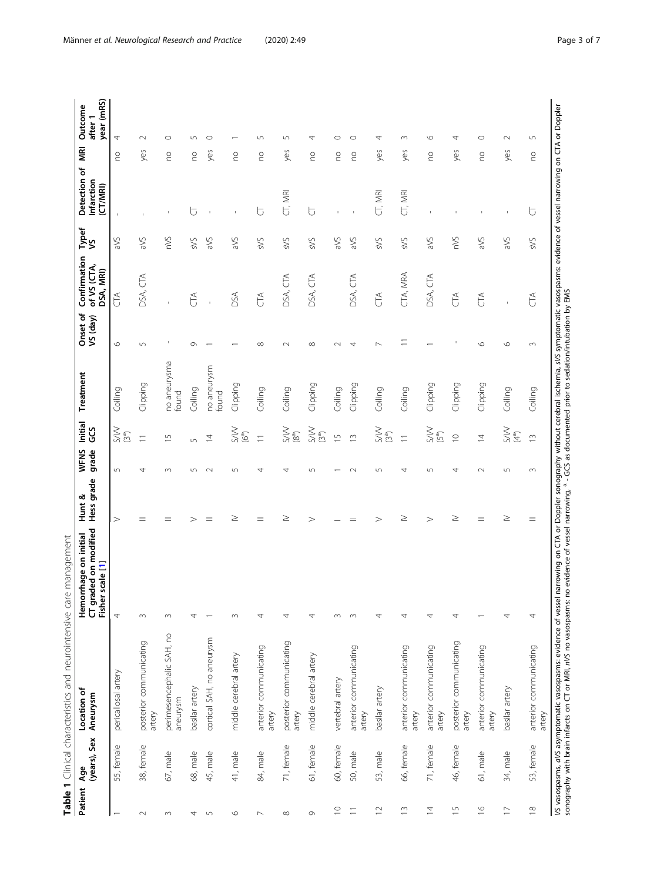**Table 1** Clinical characteristics and neurointensive care management

| Patient | Age (years), Sex | Location of Aneurysm | Hemorrhage on initial CT graded on modified Fisher scale [1] | Hunt & Hess grade | WFNS grade | Initial GCS | Treatment | Onset of VS (day) | Confirmation of VS (CTA, DSA, MRI) | Typef VS | Detection of Infarction (CT/MRI) | MRI | Outcome after 1 year (mRS) |
|---|---|---|---|---|---|---|---|---|---|---|---|---|---|
| 1 | 55, female | pericallosal artery | 4 | V | 5 | S/I/V (3[a]) | Coiling | 6 | CTA | aVS | - | no | 4 |
| 2 | 38, female | posterior communicating artery | 3 | III | 4 | 11 | Clipping | 5 | DSA, CTA | aVS | - | yes | 2 |
| 3 | 67, male | perimesencephalic SAH, no aneurysm | 3 | III | 3 | 15 | no aneurysma found | - | - | nVS | - | no | 0 |
| 4 | 68, male | basilar artery | 4 | V | 5 | 5 | Coiling | 9 | CTA | sVS | CT | no | 5 |
| 5 | 45, male | cortical SAH, no aneurysm | 1 | III | 2 | 14 | no aneurysm found | 1 | - | aVS | - | yes | 0 |
| 6 | 41, male | middle cerebral artery | 3 | IV | 5 | S/I/V (6[a]) | Clipping | 1 | DSA | aVS | - | no | 1 |
| 7 | 84, male | anterior communicating artery | 4 | III | 4 | 11 | Coiling | 8 | CTA | sVS | CT | no | 5 |
| 8 | 71, female | posterior communicating artery | 4 | IV | 4 | S/I/V (8[a]) | Coiling | 2 | DSA, CTA | sVS | CT, MRI | yes | 5 |
| 9 | 61, female | middle cerebral artery | 4 | V | 5 | S/I/V (3[a]) | Clipping | 8 | DSA, CTA | sVS | CT | no | 4 |
| 10 | 60, female | vertebral artery | 3 | I | 1 | 15 | Coiling | 2 | | aVS | - | no | 0 |
| 11 | 50, male | anterior communicating artery | 3 | II | 2 | 13 | Clipping | 4 | DSA, CTA | aVS | - | no | 0 |
| 12 | 53, male | basilar artery | 4 | V | 5 | S/I/V (3[a]) | Coiling | 7 | CTA | sVS | CT, MRI | yes | 4 |
| 13 | 66, female | anterior communicating artery | 4 | IV | 4 | 11 | Coiling | 11 | CTA, MRA | sVS | CT, MRI | yes | 3 |
| 14 | 71, female | anterior communicating artery | 4 | V | 5 | S/I/V (5[a]) | Clipping | 1 | DSA, CTA | aVS | - | no | 6 |
| 15 | 46, female | posterior communicating artery | 4 | IV | 4 | 10 | Clipping | - | CTA | nVS | - | yes | 4 |
| 16 | 61, male | anterior communicating artery | 1 | III | 2 | 14 | Clipping | 6 | CTA | aVS | - | no | 0 |
| 17 | 34, male | basilar artery | 4 | IV | 5 | S/I/V (4[a]) | Coiling | 6 | - | aVS | - | yes | 2 |
| 18 | 53, female | anterior communicating artery | 4 | III | 3 | 13 | Coiling | 3 | CTA | sVS | CT | no | 5 |

*VS* vasospasms, *aVS* asymptomatic vasospasms: evidence of vessel narrowing on CTA or Doppler sonography without cerebral ischemia, *sVS* symptomatic vasospasms: evidence of vessel narrowing on CTA or Doppler sonography with brain infarcts on CT or MRI, *nVS* no vasospasms: no evidence of vessel narrowing, [a] - GCS as documented prior to sedation/intubation by EMS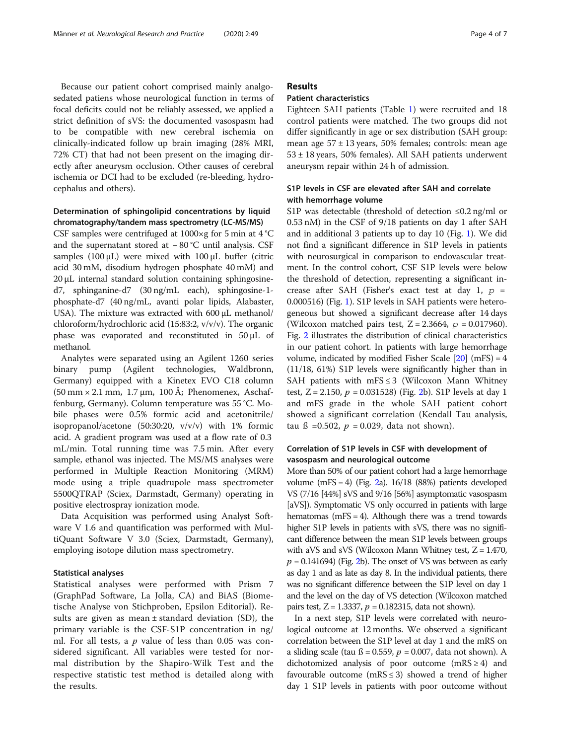Because our patient cohort comprised mainly analgosedated patiens whose neurological function in terms of focal deficits could not be reliably assessed, we applied a strict definition of sVS: the documented vasospasm had to be compatible with new cerebral ischemia on clinically-indicated follow up brain imaging (28% MRI, 72% CT) that had not been present on the imaging directly after aneurysm occlusion. Other causes of cerebral ischemia or DCI had to be excluded (re-bleeding, hydrocephalus and others).

### Determination of sphingolipid concentrations by liquid chromatography/tandem mass spectrometry (LC-MS/MS)

CSF samples were centrifuged at 1000×g for 5 min at 4 °C and the supernatant stored at − 80 °C until analysis. CSF samples (100 μL) were mixed with 100 μL buffer (citric acid 30 mM, disodium hydrogen phosphate 40 mM) and 20 μL internal standard solution containing sphingosine-d7, sphinganine-d7 (30 ng/mL each), sphingosine-1-phosphate-d7 (40 ng/mL, avanti polar lipids, Alabaster, USA). The mixture was extracted with 600 μL methanol/chloroform/hydrochloric acid (15:83:2, v/v/v). The organic phase was evaporated and reconstituted in 50 μL of methanol.

Analytes were separated using an Agilent 1260 series binary pump (Agilent technologies, Waldbronn, Germany) equipped with a Kinetex EVO C18 column (50 mm × 2.1 mm, 1.7 μm, 100 Å; Phenomenex, Aschaffenburg, Germany). Column temperature was 55 °C. Mobile phases were 0.5% formic acid and acetonitrile/isopropanol/acetone (50:30:20, v/v/v) with 1% formic acid. A gradient program was used at a flow rate of 0.3 mL/min. Total running time was 7.5 min. After every sample, ethanol was injected. The MS/MS analyses were performed in Multiple Reaction Monitoring (MRM) mode using a triple quadrupole mass spectrometer 5500QTRAP (Sciex, Darmstadt, Germany) operating in positive electrospray ionization mode.

Data Acquisition was performed using Analyst Software V 1.6 and quantification was performed with MultiQuant Software V 3.0 (Sciex, Darmstadt, Germany), employing isotope dilution mass spectrometry.

### Statistical analyses

Statistical analyses were performed with Prism 7 (GraphPad Software, La Jolla, CA) and BiAS (Biometische Analyse von Stichproben, Epsilon Editorial). Results are given as mean ± standard deviation (SD), the primary variable is the CSF-S1P concentration in ng/ml. For all tests, a $p$ value of less than 0.05 was considered significant. All variables were tested for normal distribution by the Shapiro-Wilk Test and the respective statistic test method is detailed along with the results.

## Results

### Patient characteristics

Eighteen SAH patients (Table 1) were recruited and 18 control patients were matched. The two groups did not differ significantly in age or sex distribution (SAH group: mean age 57 ± 13 years, 50% females; controls: mean age 53 ± 18 years, 50% females). All SAH patients underwent aneurysm repair within 24 h of admission.

### S1P levels in CSF are elevated after SAH and correlate with hemorrhage volume

S1P was detectable (threshold of detection ≤0.2 ng/ml or 0.53 nM) in the CSF of 9/18 patients on day 1 after SAH and in additional 3 patients up to day 10 (Fig. 1). We did not find a significant difference in S1P levels in patients with neurosurgical in comparison to endovascular treatment. In the control cohort, CSF S1P levels were below the threshold of detection, representing a significant increase after SAH (Fisher's exact test at day 1, $p$ = 0.000516) (Fig. 1). S1P levels in SAH patients were heterogeneous but showed a significant decrease after 14 days (Wilcoxon matched pairs test, Z = 2.3664, $p$ = 0.017960). Fig. 2 illustrates the distribution of clinical characteristics in our patient cohort. In patients with large hemorrhage volume, indicated by modified Fisher Scale [20] (mFS) = 4 (11/18, 61%) S1P levels were significantly higher than in SAH patients with mFS ≤ 3 (Wilcoxon Mann Whitney test, Z = 2.150, $p$ = 0.031528) (Fig. 2b). S1P levels at day 1 and mFS grade in the whole SAH patient cohort showed a significant correlation (Kendall Tau analysis, tau ß =0.502, $p$ = 0.029, data not shown).

### Correlation of S1P levels in CSF with development of vasospasm and neurological outcome

More than 50% of our patient cohort had a large hemorrhage volume (mFS = 4) (Fig. 2a). 16/18 (88%) patients developed VS (7/16 [44%] sVS and 9/16 [56%] asymptomatic vasospasm [aVS]). Symptomatic VS only occurred in patients with large hematomas (mFS = 4). Although there was a trend towards higher S1P levels in patients with sVS, there was no significant difference between the mean S1P levels between groups with aVS and sVS (Wilcoxon Mann Whitney test, Z = 1.470, $p$ = 0.141694) (Fig. 2b). The onset of VS was between as early as day 1 and as late as day 8. In the individual patients, there was no significant difference between the S1P level on day 1 and the level on the day of VS detection (Wilcoxon matched pairs test, Z = 1.3337, $p$ = 0.182315, data not shown).

In a next step, S1P levels were correlated with neurological outcome at 12 months. We observed a significant correlation between the S1P level at day 1 and the mRS on a sliding scale (tau ß = 0.559, $p$ = 0.007, data not shown). A dichotomized analysis of poor outcome (mRS ≥ 4) and favourable outcome (mRS ≤ 3) showed a trend of higher day 1 S1P levels in patients with poor outcome without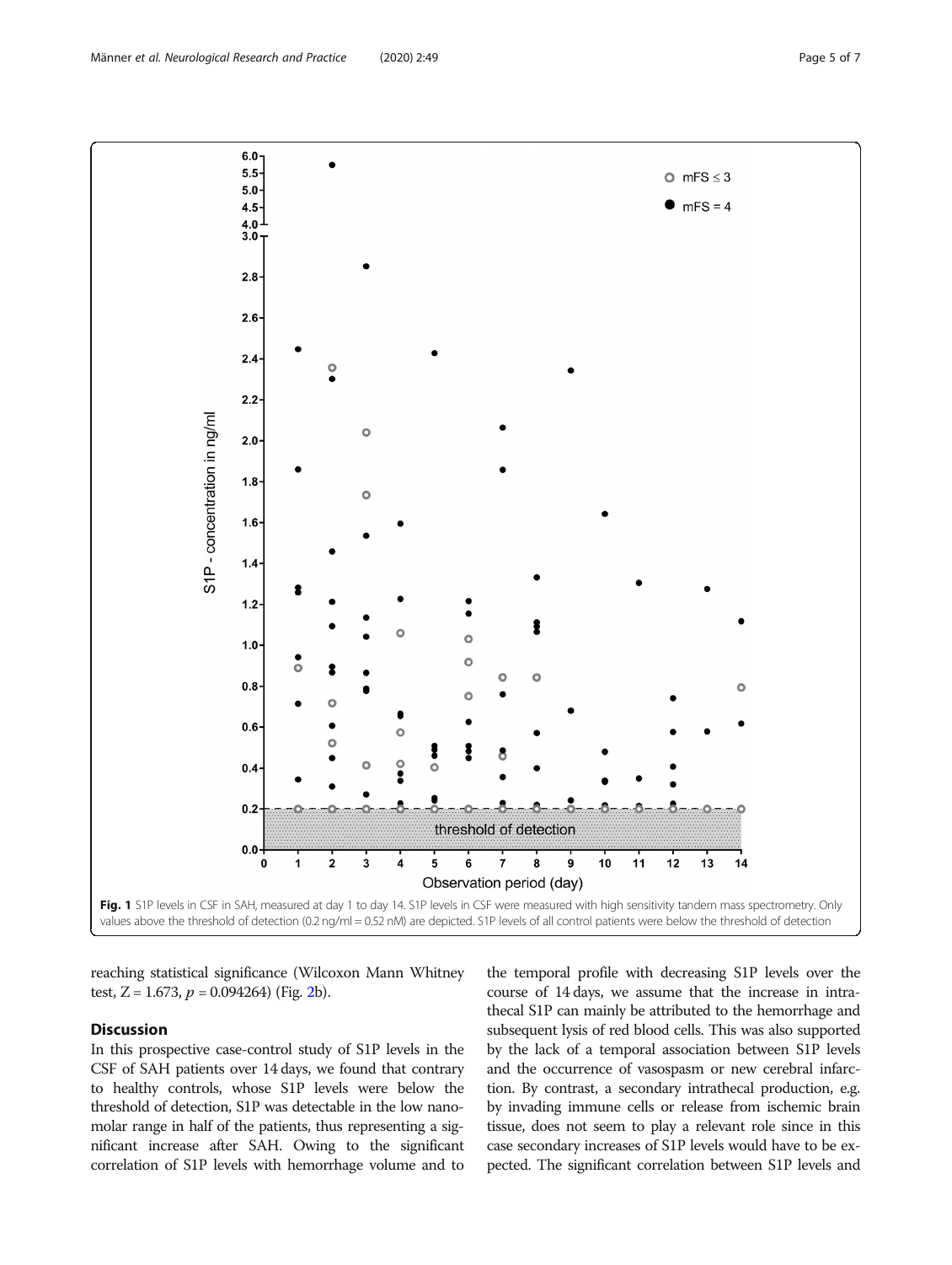Fig. 1 S1P levels in CSF in SAH, measured at day 1 to day 14. S1P levels in CSF were measured with high sensitivity tandem mass spectrometry. Only values above the threshold of detection (0.2 ng/ml = 0.52 nM) are depicted. S1P levels of all control patients were below the threshold of detection

reaching statistical significance (Wilcoxon Mann Whitney test, $Z = 1.673$, $p = 0.094264$) (Fig. 2b).

## Discussion

In this prospective case-control study of S1P levels in the CSF of SAH patients over 14 days, we found that contrary to healthy controls, whose S1P levels were below the threshold of detection, S1P was detectable in the low nanomolar range in half of the patients, thus representing a significant increase after SAH. Owing to the significant correlation of S1P levels with hemorrhage volume and to the temporal profile with decreasing S1P levels over the course of 14 days, we assume that the increase in intrathecal S1P can mainly be attributed to the hemorrhage and subsequent lysis of red blood cells. This was also supported by the lack of a temporal association between S1P levels and the occurrence of vasospasm or new cerebral infarction. By contrast, a secondary intrathecal production, e.g. by invading immune cells or release from ischemic brain tissue, does not seem to play a relevant role since in this case secondary increases of S1P levels would have to be expected. The significant correlation between S1P levels and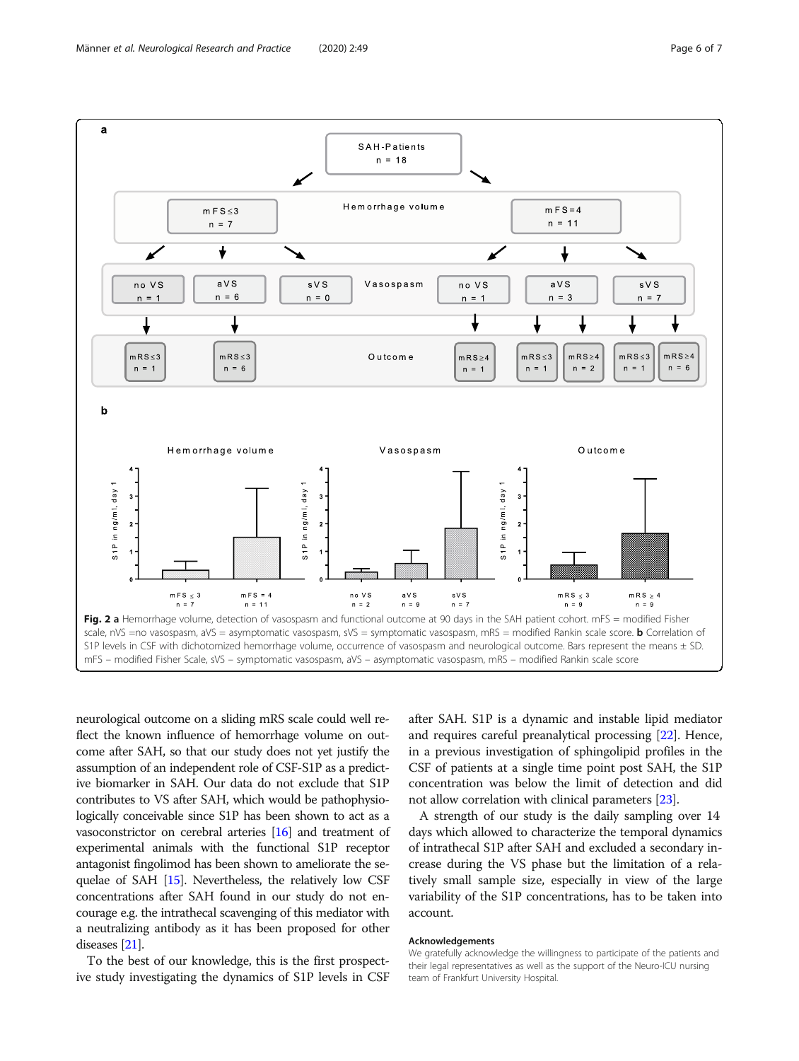**Fig. 2 a** Hemorrhage volume, detection of vasospasm and functional outcome at 90 days in the SAH patient cohort. mFS = modified Fisher scale, nVS =no vasospasm, aVS = asymptomatic vasospasm, sVS = symptomatic vasospasm, mRS = modified Rankin scale score. **b** Correlation of S1P levels in CSF with dichotomized hemorrhage volume, occurrence of vasospasm and neurological outcome. Bars represent the means ± SD. mFS – modified Fisher Scale, sVS – symptomatic vasospasm, aVS – asymptomatic vasospasm, mRS – modified Rankin scale score

neurological outcome on a sliding mRS scale could well reflect the known influence of hemorrhage volume on outcome after SAH, so that our study does not yet justify the assumption of an independent role of CSF-S1P as a predictive biomarker in SAH. Our data do not exclude that S1P contributes to VS after SAH, which would be pathophysiologically conceivable since S1P has been shown to act as a vasoconstrictor on cerebral arteries [16] and treatment of experimental animals with the functional S1P receptor antagonist fingolimod has been shown to ameliorate the sequelae of SAH [15]. Nevertheless, the relatively low CSF concentrations after SAH found in our study do not encourage e.g. the intrathecal scavenging of this mediator with a neutralizing antibody as it has been proposed for other diseases [21].

To the best of our knowledge, this is the first prospective study investigating the dynamics of S1P levels in CSF after SAH. S1P is a dynamic and instable lipid mediator and requires careful preanalytical processing [22]. Hence, in a previous investigation of sphingolipid profiles in the CSF of patients at a single time point post SAH, the S1P concentration was below the limit of detection and did not allow correlation with clinical parameters [23].

A strength of our study is the daily sampling over 14 days which allowed to characterize the temporal dynamics of intrathecal S1P after SAH and excluded a secondary increase during the VS phase but the limitation of a relatively small sample size, especially in view of the large variability of the S1P concentrations, has to be taken into account.

#### Acknowledgements

We gratefully acknowledge the willingness to participate of the patients and their legal representatives as well as the support of the Neuro-ICU nursing team of Frankfurt University Hospital.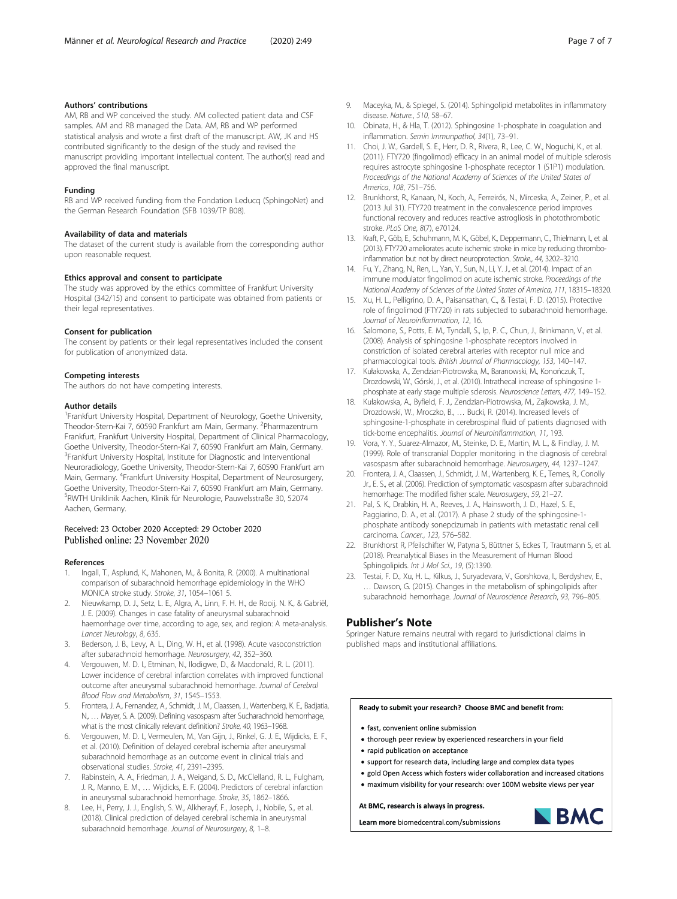### Authors' contributions

AM, RB and WP conceived the study. AM collected patient data and CSF samples. AM and RB managed the Data. AM, RB and WP performed statistical analysis and wrote a first draft of the manuscript. AW, JK and HS contributed significantly to the design of the study and revised the manuscript providing important intellectual content. The author(s) read and approved the final manuscript.

### Funding

RB and WP received funding from the Fondation Leducq (SphingoNet) and the German Research Foundation (SFB 1039/TP B08).

### Availability of data and materials

The dataset of the current study is available from the corresponding author upon reasonable request.

### Ethics approval and consent to participate

The study was approved by the ethics committee of Frankfurt University Hospital (342/15) and consent to participate was obtained from patients or their legal representatives.

### Consent for publication

The consent by patients or their legal representatives included the consent for publication of anonymized data.

### Competing interests

The authors do not have competing interests.

### Author details

[1]Frankfurt University Hospital, Department of Neurology, Goethe University, Theodor-Stern-Kai 7, 60590 Frankfurt am Main, Germany. [2]Pharmazentrum Frankfurt, Frankfurt University Hospital, Department of Clinical Pharmacology, Goethe University, Theodor-Stern-Kai 7, 60590 Frankfurt am Main, Germany. [3]Frankfurt University Hospital, Institute for Diagnostic and Interventional Neuroradiology, Goethe University, Theodor-Stern-Kai 7, 60590 Frankfurt am Main, Germany. [4]Frankfurt University Hospital, Department of Neurosurgery, Goethe University, Theodor-Stern-Kai 7, 60590 Frankfurt am Main, Germany. [5]RWTH Uniklinik Aachen, Klinik für Neurologie, Pauwelsstraße 30, 52074 Aachen, Germany.

Received: 23 October 2020 Accepted: 29 October 2020
Published online: 23 November 2020

### References

1. Ingall, T., Asplund, K., Mahonen, M., & Bonita, R. (2000). A multinational comparison of subarachnoid hemorrhage epidemiology in the WHO MONICA stroke study. *Stroke*, *31*, 1054–1061 5.
2. Nieuwkamp, D. J., Setz, L. E., Algra, A., Linn, F. H. H., de Rooij, N. K., & Gabriël, J. E. (2009). Changes in case fatality of aneurysmal subarachnoid haemorrhage over time, according to age, sex, and region: A meta-analysis. *Lancet Neurology*, *8*, 635.
3. Bederson, J. B., Levy, A. L., Ding, W. H., et al. (1998). Acute vasoconstriction after subarachnoid hemorrhage. *Neurosurgery*, *42*, 352–360.
4. Vergouwen, M. D. I., Etminan, N., Ilodigwe, D., & Macdonald, R. L. (2011). Lower incidence of cerebral infarction correlates with improved functional outcome after aneurysmal subarachnoid hemorrhage. *Journal of Cerebral Blood Flow and Metabolism*, *31*, 1545–1553.
5. Frontera, J. A., Fernandez, A., Schmidt, J. M., Claassen, J., Wartenberg, K. E., Badjatia, N., … Mayer, S. A. (2009). Defining vasospasm after Sucharachnoid hemorrhage, what is the most clinically relevant definition? *Stroke*, *40*, 1963–1968.
6. Vergouwen, M. D. I., Vermeulen, M., Van Gijn, J., Rinkel, G. J. E., Wijdicks, E. F., et al. (2010). Definition of delayed cerebral ischemia after aneurysmal subarachnoid hemorrhage as an outcome event in clinical trials and observational studies. *Stroke*, *41*, 2391–2395.
7. Rabinstein, A. A., Friedman, J. A., Weigand, S. D., McClelland, R. L., Fulgham, J. R., Manno, E. M., … Wijdicks, E. F. (2004). Predictors of cerebral infarction in aneurysmal subarachnoid hemorrhage. *Stroke*, *35*, 1862–1866.
8. Lee, H., Perry, J. J., English, S. W., Alkherayf, F., Joseph, J., Nobile, S., et al. (2018). Clinical prediction of delayed cerebral ischemia in aneurysmal subarachnoid hemorrhage. *Journal of Neurosurgery*, *8*, 1–8.
9. Maceyka, M., & Spiegel, S. (2014). Sphingolipid metabolites in inflammatory disease. *Nature.*, *510*, 58–67.
10. Obinata, H., & Hla, T. (2012). Sphingosine 1-phosphate in coagulation and inflammation. *Semin Immunpathol*, *34*(1), 73–91.
11. Choi, J. W., Gardell, S. E., Herr, D. R., Rivera, R., Lee, C. W., Noguchi, K., et al. (2011). FTY720 (fingolimod) efficacy in an animal model of multiple sclerosis requires astrocyte sphingosine 1-phosphate receptor 1 (S1P1) modulation. *Proceedings of the National Academy of Sciences of the United States of America*, *108*, 751–756.
12. Brunkhorst, R., Kanaan, N., Koch, A., Ferreirós, N., Mirceska, A., Zeiner, P., et al. (2013 Jul 31). FTY720 treatment in the convalescence period improves functional recovery and reduces reactive astrogliosis in photothrombotic stroke. *PLoS One*, *8*(7), e70124.
13. Kraft, P., Göb, E., Schuhmann, M. K., Göbel, K., Deppermann, C., Thielmann, I., et al. (2013). FTY720 ameliorates acute ischemic stroke in mice by reducing thrombo-inflammation but not by direct neuroprotection. *Stroke.*, *44*, 3202–3210.
14. Fu, Y., Zhang, N., Ren, L., Yan, Y., Sun, N., Li, Y. J., et al. (2014). Impact of an immune modulator fingolimod on acute ischemic stroke. *Proceedings of the National Academy of Sciences of the United States of America*, *111*, 18315–18320.
15. Xu, H. L., Pelligrino, D. A., Paisansathan, C., & Testai, F. D. (2015). Protective role of fingolimod (FTY720) in rats subjected to subarachnoid hemorrhage. *Journal of Neuroinflammation*, *12*, 16.
16. Salomone, S., Potts, E. M., Tyndall, S., Ip, P. C., Chun, J., Brinkmann, V., et al. (2008). Analysis of sphingosine 1-phosphate receptors involved in constriction of isolated cerebral arteries with receptor null mice and pharmacological tools. *British Journal of Pharmacology*, *153*, 140–147.
17. Kułakowska, A., Zendzian-Piotrowska, M., Baranowski, M., Konończuk, T., Drozdowski, W., Górski, J., et al. (2010). Intrathecal increase of sphingosine 1-phosphate at early stage multiple sclerosis. *Neuroscience Letters*, *477*, 149–152.
18. Kułakowska, A., Byfield, F. J., Zendzian-Piotrowska, M., Zajkowska, J. M., Drozdowski, W., Mroczko, B., … Bucki, R. (2014). Increased levels of sphingosine-1-phosphate in cerebrospinal fluid of patients diagnosed with tick-borne encephalitis. *Journal of Neuroinflammation*, *11*, 193.
19. Vora, Y. Y., Suarez-Almazor, M., Steinke, D. E., Martin, M. L., & Findlay, J. M. (1999). Role of transcranial Doppler monitoring in the diagnosis of cerebral vasospasm after subarachnoid hemorrhage. *Neurosurgery*, *44*, 1237–1247.
20. Frontera, J. A., Claassen, J., Schmidt, J. M., Wartenberg, K. E., Temes, R., Conolly Jr., E. S., et al. (2006). Prediction of symptomatic vasospasm after subarachnoid hemorrhage: The modified fisher scale. *Neurosurgery.*, *59*, 21–27.
21. Pal, S. K., Drabkin, H. A., Reeves, J. A., Hainsworth, J. D., Hazel, S. E., Paggiarino, D. A., et al. (2017). A phase 2 study of the sphingosine-1-phosphate antibody sonepcizumab in patients with metastatic renal cell carcinoma. *Cancer.*, *123*, 576–582.
22. Brunkhorst R, Pfeilschifter W, Patyna S, Büttner S, Eckes T, Trautmann S, et al. (2018). Preanalytical Biases in the Measurement of Human Blood Sphingolipids. *Int J Mol Sci.*, *19*, (5):1390.
23. Testai, F. D., Xu, H. L., Kilkus, J., Suryadevara, V., Gorshkova, I., Berdyshev, E., … Dawson, G. (2015). Changes in the metabolism of sphingolipids after subarachnoid hemorrhage. *Journal of Neuroscience Research*, *93*, 796–805.

## Publisher's Note

Springer Nature remains neutral with regard to jurisdictional claims in published maps and institutional affiliations.

**Ready to submit your research? Choose BMC and benefit from:**

- fast, convenient online submission
- thorough peer review by experienced researchers in your field
- rapid publication on acceptance
- support for research data, including large and complex data types
- gold Open Access which fosters wider collaboration and increased citations
- maximum visibility for your research: over 100M website views per year

**At BMC, research is always in progress.**

**Learn more** biomedcentral.com/submissions

BMC